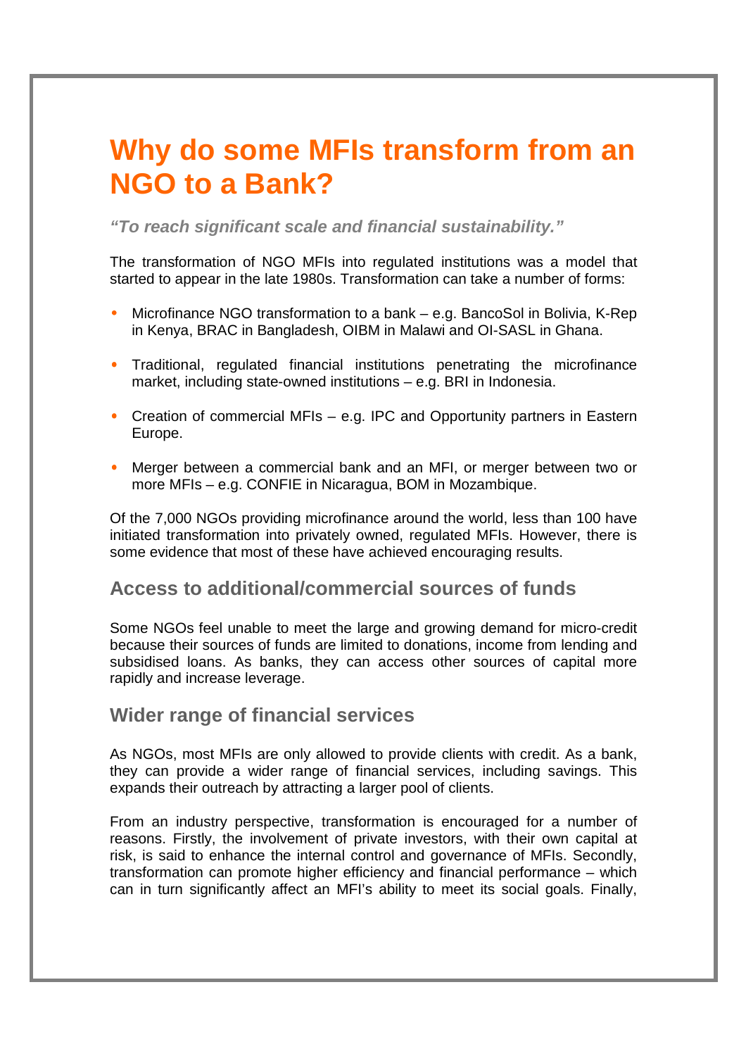# Why do some MFIs transform from an NGO to a Bank?

***"To reach significant scale and financial sustainability."***

The transformation of NGO MFIs into regulated institutions was a model that started to appear in the late 1980s. Transformation can take a number of forms:

- Microfinance NGO transformation to a bank – e.g. BancoSol in Bolivia, K-Rep in Kenya, BRAC in Bangladesh, OIBM in Malawi and OI-SASL in Ghana.
- Traditional, regulated financial institutions penetrating the microfinance market, including state-owned institutions – e.g. BRI in Indonesia.
- Creation of commercial MFIs – e.g. IPC and Opportunity partners in Eastern Europe.
- Merger between a commercial bank and an MFI, or merger between two or more MFIs – e.g. CONFIE in Nicaragua, BOM in Mozambique.

Of the 7,000 NGOs providing microfinance around the world, less than 100 have initiated transformation into privately owned, regulated MFIs. However, there is some evidence that most of these have achieved encouraging results.

## Access to additional/commercial sources of funds

Some NGOs feel unable to meet the large and growing demand for micro-credit because their sources of funds are limited to donations, income from lending and subsidised loans. As banks, they can access other sources of capital more rapidly and increase leverage.

## Wider range of financial services

As NGOs, most MFIs are only allowed to provide clients with credit. As a bank, they can provide a wider range of financial services, including savings. This expands their outreach by attracting a larger pool of clients.

From an industry perspective, transformation is encouraged for a number of reasons. Firstly, the involvement of private investors, with their own capital at risk, is said to enhance the internal control and governance of MFIs. Secondly, transformation can promote higher efficiency and financial performance – which can in turn significantly affect an MFI's ability to meet its social goals. Finally,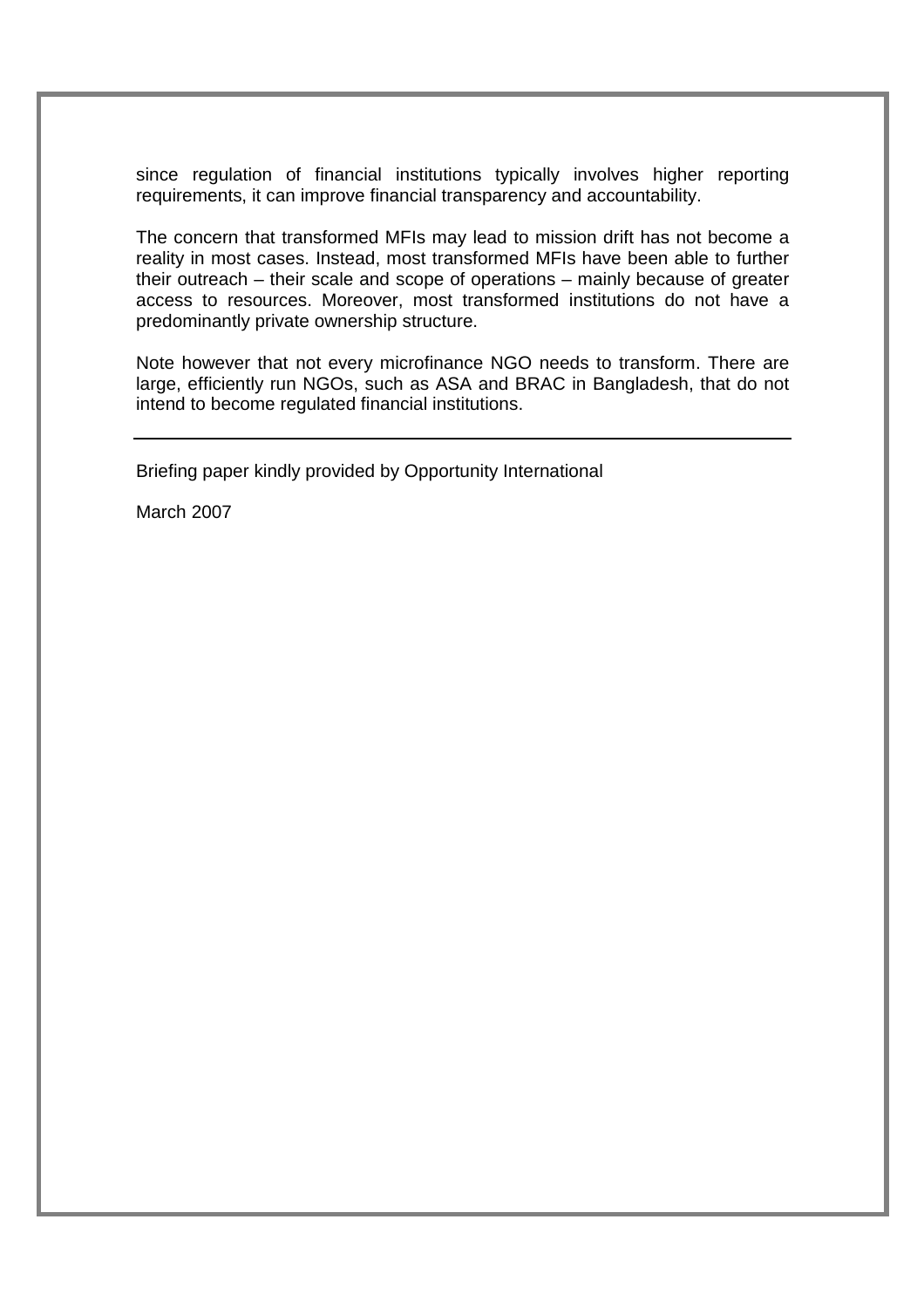since regulation of financial institutions typically involves higher reporting requirements, it can improve financial transparency and accountability.

The concern that transformed MFIs may lead to mission drift has not become a reality in most cases. Instead, most transformed MFIs have been able to further their outreach – their scale and scope of operations – mainly because of greater access to resources. Moreover, most transformed institutions do not have a predominantly private ownership structure.

Note however that not every microfinance NGO needs to transform. There are large, efficiently run NGOs, such as ASA and BRAC in Bangladesh, that do not intend to become regulated financial institutions.

---

Briefing paper kindly provided by Opportunity International

March 2007